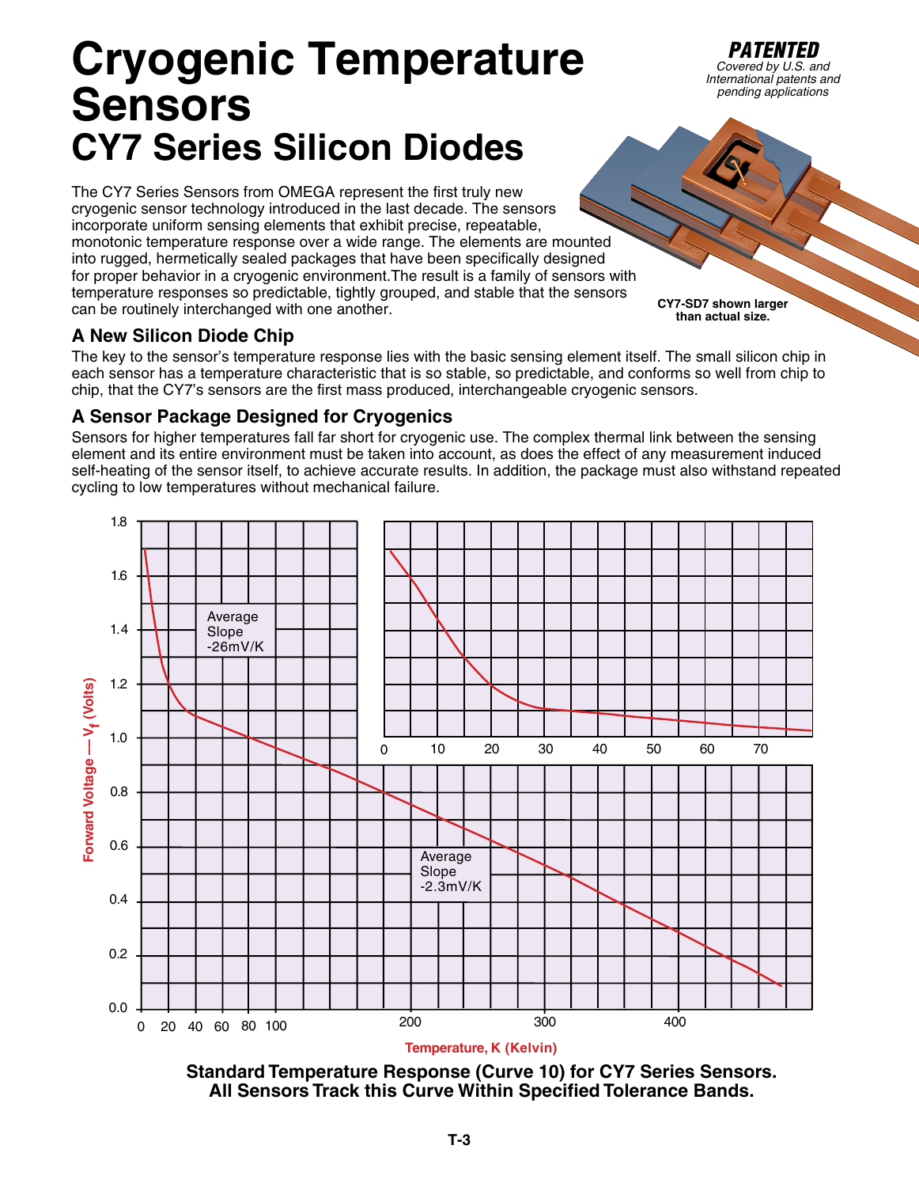# Cryogenic Temperature Sensors

## CY7 Series Silicon Diodes

**PATENTED**
*Covered by U.S. and International patents and pending applications*

The CY7 Series Sensors from OMEGA represent the first truly new cryogenic sensor technology introduced in the last decade. The sensors incorporate uniform sensing elements that exhibit precise, repeatable, monotonic temperature response over a wide range. The elements are mounted into rugged, hermetically sealed packages that have been specifically designed for proper behavior in a cryogenic environment.The result is a family of sensors with temperature responses so predictable, tightly grouped, and stable that the sensors can be routinely interchanged with one another.

**CY7-SD7 shown larger than actual size.**

### A New Silicon Diode Chip

The key to the sensor's temperature response lies with the basic sensing element itself. The small silicon chip in each sensor has a temperature characteristic that is so stable, so predictable, and conforms so well from chip to chip, that the CY7's sensors are the first mass produced, interchangeable cryogenic sensors.

### A Sensor Package Designed for Cryogenics

Sensors for higher temperatures fall far short for cryogenic use. The complex thermal link between the sensing element and its entire environment must be taken into account, as does the effect of any measurement induced self-heating of the sensor itself, to achieve accurate results. In addition, the package must also withstand repeated cycling to low temperatures without mechanical failure.

Forward Voltage — $V_f$ (Volts)

Average Slope -26mV/K

Average Slope -2.3mV/K

Temperature, K (Kelvin)

**Standard Temperature Response (Curve 10) for CY7 Series Sensors. All Sensors Track this Curve Within Specified Tolerance Bands.**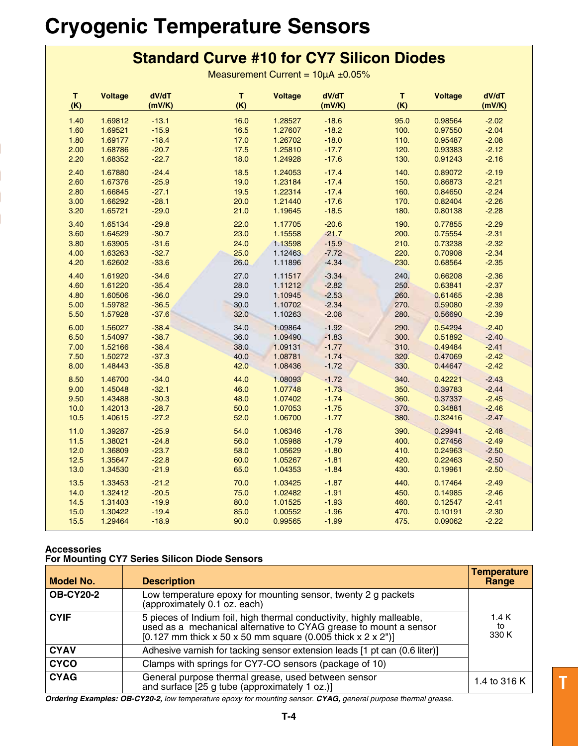# Cryogenic Temperature Sensors

## Standard Curve #10 for CY7 Silicon Diodes

Measurement Current = 10µA ±0.05%

| T (K) | Voltage | dV/dT (mV/K) | T (K) | Voltage | dV/dT (mV/K) | T (K) | Voltage | dV/dT (mV/K) |
|---|---|---|---|---|---|---|---|---|
| 1.40 | 1.69812 | -13.1 | 16.0 | 1.28527 | -18.6 | 95.0 | 0.98564 | -2.02 |
| 1.60 | 1.69521 | -15.9 | 16.5 | 1.27607 | -18.2 | 100. | 0.97550 | -2.04 |
| 1.80 | 1.69177 | -18.4 | 17.0 | 1.26702 | -18.0 | 110. | 0.95487 | -2.08 |
| 2.00 | 1.68786 | -20.7 | 17.5 | 1.25810 | -17.7 | 120. | 0.93383 | -2.12 |
| 2.20 | 1.68352 | -22.7 | 18.0 | 1.24928 | -17.6 | 130. | 0.91243 | -2.16 |
| 2.40 | 1.67880 | -24.4 | 18.5 | 1.24053 | -17.4 | 140. | 0.89072 | -2.19 |
| 2.60 | 1.67376 | -25.9 | 19.0 | 1.23184 | -17.4 | 150. | 0.86873 | -2.21 |
| 2.80 | 1.66845 | -27.1 | 19.5 | 1.22314 | -17.4 | 160. | 0.84650 | -2.24 |
| 3.00 | 1.66292 | -28.1 | 20.0 | 1.21440 | -17.6 | 170. | 0.82404 | -2.26 |
| 3.20 | 1.65721 | -29.0 | 21.0 | 1.19645 | -18.5 | 180. | 0.80138 | -2.28 |
| 3.40 | 1.65134 | -29.8 | 22.0 | 1.17705 | -20.6 | 190. | 0.77855 | -2.29 |
| 3.60 | 1.64529 | -30.7 | 23.0 | 1.15558 | -21.7 | 200. | 0.75554 | -2.31 |
| 3.80 | 1.63905 | -31.6 | 24.0 | 1.13598 | -15.9 | 210. | 0.73238 | -2.32 |
| 4.00 | 1.63263 | -32.7 | 25.0 | 1.12463 | -7.72 | 220. | 0.70908 | -2.34 |
| 4.20 | 1.62602 | -33.6 | 26.0 | 1.11896 | -4.34 | 230. | 0.68564 | -2.35 |
| 4.40 | 1.61920 | -34.6 | 27.0 | 1.11517 | -3.34 | 240. | 0.66208 | -2.36 |
| 4.60 | 1.61220 | -35.4 | 28.0 | 1.11212 | -2.82 | 250. | 0.63841 | -2.37 |
| 4.80 | 1.60506 | -36.0 | 29.0 | 1.10945 | -2.53 | 260. | 0.61465 | -2.38 |
| 5.00 | 1.59782 | -36.5 | 30.0 | 1.10702 | -2.34 | 270. | 0.59080 | -2.39 |
| 5.50 | 1.57928 | -37.6 | 32.0 | 1.10263 | -2.08 | 280. | 0.56690 | -2.39 |
| 6.00 | 1.56027 | -38.4 | 34.0 | 1.09864 | -1.92 | 290. | 0.54294 | -2.40 |
| 6.50 | 1.54097 | -38.7 | 36.0 | 1.09490 | -1.83 | 300. | 0.51892 | -2.40 |
| 7.00 | 1.52166 | -38.4 | 38.0 | 1.09131 | -1.77 | 310. | 0.49484 | -2.41 |
| 7.50 | 1.50272 | -37.3 | 40.0 | 1.08781 | -1.74 | 320. | 0.47069 | -2.42 |
| 8.00 | 1.48443 | -35.8 | 42.0 | 1.08436 | -1.72 | 330. | 0.44647 | -2.42 |
| 8.50 | 1.46700 | -34.0 | 44.0 | 1.08093 | -1.72 | 340. | 0.42221 | -2.43 |
| 9.00 | 1.45048 | -32.1 | 46.0 | 1.07748 | -1.73 | 350. | 0.39783 | -2.44 |
| 9.50 | 1.43488 | -30.3 | 48.0 | 1.07402 | -1.74 | 360. | 0.37337 | -2.45 |
| 10.0 | 1.42013 | -28.7 | 50.0 | 1.07053 | -1.75 | 370. | 0.34881 | -2.46 |
| 10.5 | 1.40615 | -27.2 | 52.0 | 1.06700 | -1.77 | 380. | 0.32416 | -2.47 |
| 11.0 | 1.39287 | -25.9 | 54.0 | 1.06346 | -1.78 | 390. | 0.29941 | -2.48 |
| 11.5 | 1.38021 | -24.8 | 56.0 | 1.05988 | -1.79 | 400. | 0.27456 | -2.49 |
| 12.0 | 1.36809 | -23.7 | 58.0 | 1.05629 | -1.80 | 410. | 0.24963 | -2.50 |
| 12.5 | 1.35647 | -22.8 | 60.0 | 1.05267 | -1.81 | 420. | 0.22463 | -2.50 |
| 13.0 | 1.34530 | -21.9 | 65.0 | 1.04353 | -1.84 | 430. | 0.19961 | -2.50 |
| 13.5 | 1.33453 | -21.2 | 70.0 | 1.03425 | -1.87 | 440. | 0.17464 | -2.49 |
| 14.0 | 1.32412 | -20.5 | 75.0 | 1.02482 | -1.91 | 450. | 0.14985 | -2.46 |
| 14.5 | 1.31403 | -19.9 | 80.0 | 1.01525 | -1.93 | 460. | 0.12547 | -2.41 |
| 15.0 | 1.30422 | -19.4 | 85.0 | 1.00552 | -1.96 | 470. | 0.10191 | -2.30 |
| 15.5 | 1.29464 | -18.9 | 90.0 | 0.99565 | -1.99 | 475. | 0.09062 | -2.22 |

### Accessories
### For Mounting CY7 Series Silicon Diode Sensors

| Model No. | Description | Temperature Range |
|---|---|---|
| **OB-CY20-2** | Low temperature epoxy for mounting sensor, twenty 2 g packets (approximately 0.1 oz. each) | 1.4 K to 330 K |
| **CYIF** | 5 pieces of Indium foil, high thermal conductivity, highly malleable, used as a mechanical alternative to CYAG grease to mount a sensor [0.127 mm thick x 50 x 50 mm square (0.005 thick x 2 x 2")] | 1.4 K to 330 K |
| **CYAV** | Adhesive varnish for tacking sensor extension leads [1 pt can (0.6 liter)] | 1.4 K to 330 K |
| **CYCO** | Clamps with springs for CY7-CO sensors (package of 10) | 1.4 K to 330 K |
| **CYAG** | General purpose thermal grease, used between sensor and surface [25 g tube (approximately 1 oz.)] | 1.4 to 316 K |

*__Ordering Examples: OB-CY20-2,__ low temperature epoxy for mounting sensor. __CYAG,__ general purpose thermal grease.*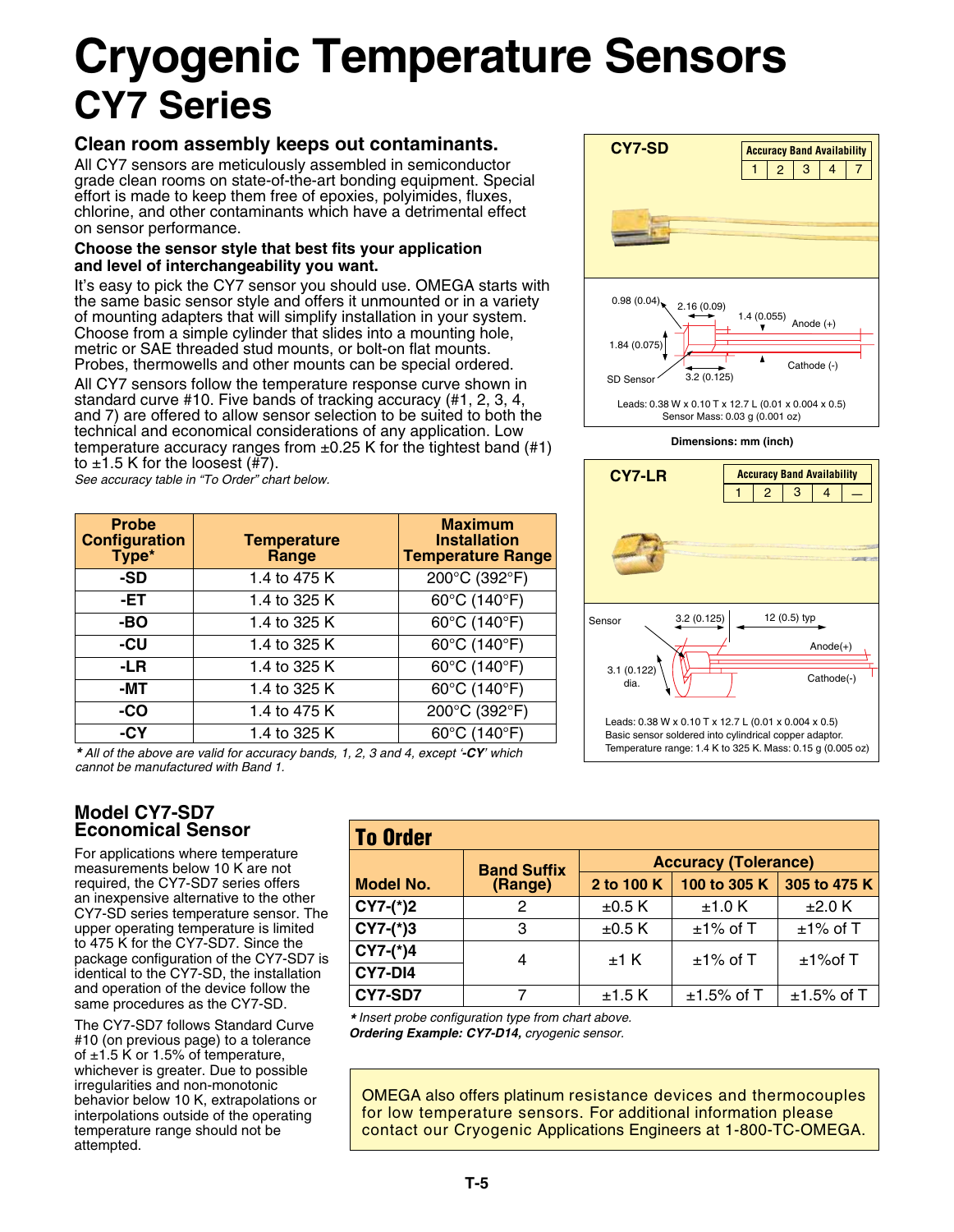# Cryogenic Temperature Sensors

## CY7 Series

### Clean room assembly keeps out contaminants.

All CY7 sensors are meticulously assembled in semiconductor grade clean rooms on state-of-the-art bonding equipment. Special effort is made to keep them free of epoxies, polyimides, fluxes, chlorine, and other contaminants which have a detrimental effect on sensor performance.

**Choose the sensor style that best fits your application and level of interchangeability you want.**

It's easy to pick the CY7 sensor you should use. OMEGA starts with the same basic sensor style and offers it unmounted or in a variety of mounting adapters that will simplify installation in your system. Choose from a simple cylinder that slides into a mounting hole, metric or SAE threaded stud mounts, or bolt-on flat mounts. Probes, thermowells and other mounts can be special ordered.

All CY7 sensors follow the temperature response curve shown in standard curve #10. Five bands of tracking accuracy (#1, 2, 3, 4, and 7) are offered to allow sensor selection to be suited to both the technical and economical considerations of any application. Low temperature accuracy ranges from ±0.25 K for the tightest band (#1) to ±1.5 K for the loosest (#7).

*See accuracy table in "To Order" chart below.*

| Probe Configuration Type* | Temperature Range | Maximum Installation Temperature Range |
|---|---|---|
| **-SD** | 1.4 to 475 K | 200°C (392°F) |
| **-ET** | 1.4 to 325 K | 60°C (140°F) |
| **-BO** | 1.4 to 325 K | 60°C (140°F) |
| **-CU** | 1.4 to 325 K | 60°C (140°F) |
| **-LR** | 1.4 to 325 K | 60°C (140°F) |
| **-MT** | 1.4 to 325 K | 60°C (140°F) |
| **-CO** | 1.4 to 475 K | 200°C (392°F) |
| **-CY** | 1.4 to 325 K | 60°C (140°F) |

*\* All of the above are valid for accuracy bands, 1, 2, 3 and 4, except '-**CY**' which cannot be manufactured with Band 1.*

**CY7-SD**

| Accuracy Band Availability | | | | |
|---|---|---|---|---|
| 1 | 2 | 3 | 4 | 7 |

0.98 (0.04) — 2.16 (0.09) — 1.4 (0.055) — Anode (+) — 1.84 (0.075) — Cathode (-) — SD Sensor — 3.2 (0.125)

Leads: 0.38 W x 0.10 T x 12.7 L (0.01 x 0.004 x 0.5)
Sensor Mass: 0.03 g (0.001 oz)

**Dimensions: mm (inch)**

**CY7-LR**

| Accuracy Band Availability | | | | |
|---|---|---|---|---|
| 1 | 2 | 3 | 4 | — |

Sensor — 3.2 (0.125) — 12 (0.5) typ — Anode(+) — 3.1 (0.122) dia. — Cathode(-)

Leads: 0.38 W x 0.10 T x 12.7 L (0.01 x 0.004 x 0.5)
Basic sensor soldered into cylindrical copper adaptor.
Temperature range: 1.4 K to 325 K. Mass: 0.15 g (0.005 oz)

### Model CY7-SD7 Economical Sensor

For applications where temperature measurements below 10 K are not required, the CY7-SD7 series offers an inexpensive alternative to the other CY7-SD series temperature sensor. The upper operating temperature is limited to 475 K for the CY7-SD7. Since the package configuration of the CY7-SD7 is identical to the CY7-SD, the installation and operation of the device follow the same procedures as the CY7-SD.

The CY7-SD7 follows Standard Curve #10 (on previous page) to a tolerance of ±1.5 K or 1.5% of temperature, whichever is greater. Due to possible irregularities and non-monotonic behavior below 10 K, extrapolations or interpolations outside of the operating temperature range should not be attempted.

## To Order

| Model No. | Band Suffix (Range) | Accuracy (Tolerance) | | |
|---|---|---|---|---|
| | | **2 to 100 K** | **100 to 305 K** | **305 to 475 K** |
| **CY7-(\*)2** | 2 | ±0.5 K | ±1.0 K | ±2.0 K |
| **CY7-(\*)3** | 3 | ±0.5 K | ±1% of T | ±1% of T |
| **CY7-(\*)4** | 4 | ±1 K | ±1% of T | ±1%of T |
| **CY7-DI4** | 4 | ±1 K | ±1% of T | ±1%of T |
| **CY7-SD7** | 7 | ±1.5 K | ±1.5% of T | ±1.5% of T |

*\* Insert probe configuration type from chart above.*
***Ordering Example: CY7-D14,** cryogenic sensor.*

OMEGA also offers platinum resistance devices and thermocouples for low temperature sensors. For additional information please contact our Cryogenic Applications Engineers at 1-800-TC-OMEGA.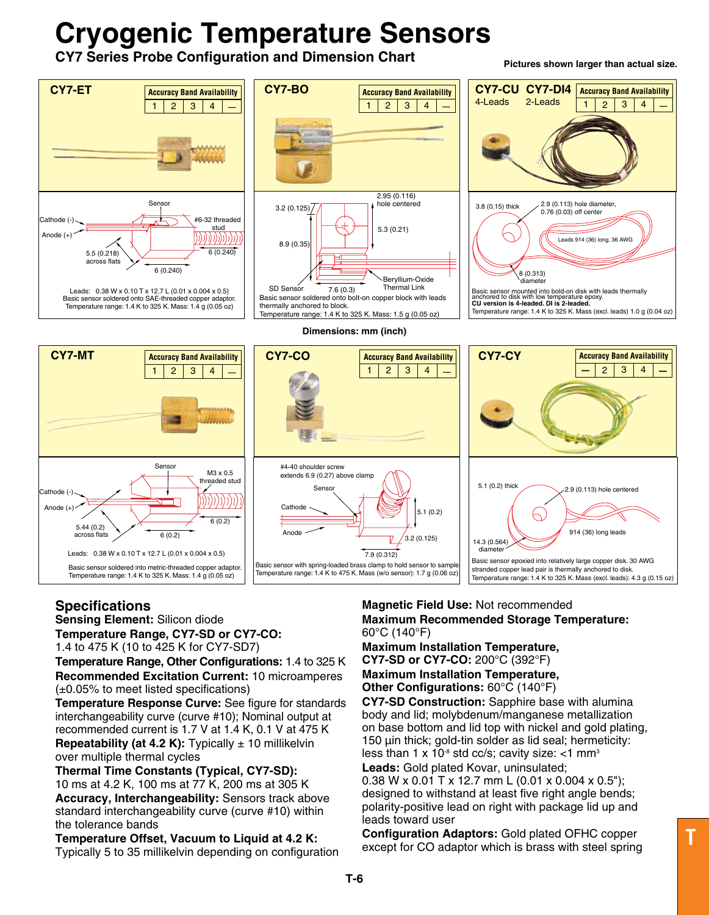# Cryogenic Temperature Sensors

## CY7 Series Probe Configuration and Dimension Chart

Pictures shown larger than actual size.

### CY7-ET

Accuracy Band Availability

| 1 | 2 | 3 | 4 | — |
|---|---|---|---|---|

Sensor
Cathode (-)
Anode (+)
#6-32 threaded stud
5.5 (0.218) across flats
6 (0.240)
6 (0.240)

Leads: 0.38 W x 0.10 T x 12.7 L (0.01 x 0.004 x 0.5)
Basic sensor soldered onto SAE-threaded copper adaptor.
Temperature range: 1.4 K to 325 K. Mass: 1.4 g (0.05 oz)

### CY7-BO

Accuracy Band Availability

| 1 | 2 | 3 | 4 | — |
|---|---|---|---|---|

3.2 (0.125)
2.95 (0.116) hole centered
5.3 (0.21)
8.9 (0.35)
SD Sensor
7.6 (0.3)
Beryllium-Oxide Thermal Link

Basic sensor soldered onto bolt-on copper block with leads thermally anchored to block.
Temperature range: 1.4 K to 325 K. Mass: 1.5 g (0.05 oz)

### CY7-CU 4-Leads / CY7-DI4 2-Leads

Accuracy Band Availability

| 1 | 2 | 3 | 4 | — |
|---|---|---|---|---|

3.8 (0.15) thick
2.9 (0.113) hole diameter, 0.76 (0.03) off center
Leads 914 (36) long, 36 AWG
8 (0.313) diameter

Basic sensor mounted into bold-on disk with leads thermally anchored to disk with low temperature epoxy.
**CU version is 4-leaded. DI is 2-leaded.**
Temperature range: 1.4 K to 325 K. Mass (excl. leads) 1.0 g (0.04 oz)

Dimensions: mm (inch)

### CY7-MT

Accuracy Band Availability

| 1 | 2 | 3 | 4 | — |
|---|---|---|---|---|

Sensor
M3 x 0.5 threaded stud
Cathode (-)
Anode (+)
5.44 (0.2) across flats
6 (0.2)
6 (0.2)

Leads: 0.38 W x 0.10 T x 12.7 L (0.01 x 0.004 x 0.5)

Basic sensor soldered into metric-threaded copper adaptor.
Temperature range: 1.4 K to 325 K. Mass: 1.4 g (0.05 oz)

### CY7-CO

Accuracy Band Availability

| 1 | 2 | 3 | 4 | — |
|---|---|---|---|---|

#4-40 shoulder screw extends 6.9 (0.27) above clamp
Sensor
Cathode
Anode
5.1 (0.2)
3.2 (0.125)
7.9 (0.312)

Basic sensor with spring-loaded brass clamp to hold sensor to sample
Temperature range: 1.4 K to 475 K. Mass (w/o sensor): 1.7 g (0.06 oz)

### CY7-CY

Accuracy Band Availability

| — | 2 | 3 | 4 | — |
|---|---|---|---|---|

5.1 (0.2) thick
2.9 (0.113) hole centered
914 (36) long leads
14.3 (0.564) diameter

Basic sensor epoxied into relatively large copper disk. 30 AWG stranded copper lead pair is thermally anchored to disk.
Temperature range: 1.4 K to 325 K. Mass (excl. leads): 4.3 g (0.15 oz)

## Specifications

**Sensing Element:** Silicon diode

**Temperature Range, CY7-SD or CY7-CO:** 1.4 to 475 K (10 to 425 K for CY7-SD7)

**Temperature Range, Other Configurations:** 1.4 to 325 K

**Recommended Excitation Current:** 10 microamperes (±0.05% to meet listed specifications)

**Temperature Response Curve:** See figure for standards interchangeability curve (curve #10); Nominal output at recommended current is 1.7 V at 1.4 K, 0.1 V at 475 K

**Repeatability (at 4.2 K):** Typically ± 10 millikelvin over multiple thermal cycles

**Thermal Time Constants (Typical, CY7-SD):** 10 ms at 4.2 K, 100 ms at 77 K, 200 ms at 305 K

**Accuracy, Interchangeability:** Sensors track above standard interchangeability curve (curve #10) within the tolerance bands

**Temperature Offset, Vacuum to Liquid at 4.2 K:** Typically 5 to 35 millikelvin depending on configuration

**Magnetic Field Use:** Not recommended

**Maximum Recommended Storage Temperature:** 60°C (140°F)

**Maximum Installation Temperature, CY7-SD or CY7-CO:** 200°C (392°F)

**Maximum Installation Temperature, Other Configurations:** 60°C (140°F)

**CY7-SD Construction:** Sapphire base with alumina body and lid; molybdenum/manganese metallization on base bottom and lid top with nickel and gold plating, 150 µin thick; gold-tin solder as lid seal; hermeticity: less than 1 x $10^{-8}$ std cc/s; cavity size: <1 $mm^3$

**Leads:** Gold plated Kovar, uninsulated; 0.38 W x 0.01 T x 12.7 mm L (0.01 x 0.004 x 0.5"); designed to withstand at least five right angle bends; polarity-positive lead on right with package lid up and leads toward user

**Configuration Adaptors:** Gold plated OFHC copper except for CO adaptor which is brass with steel spring